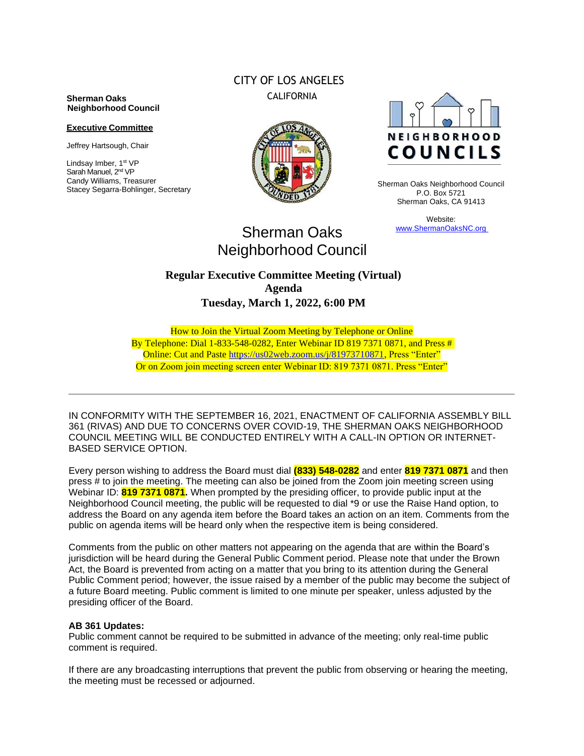**Sherman Oaks Neighborhood Council**

**Executive Committee**

Jeffrey Hartsough, Chair

Lindsay Imber, 1st VP
Sarah Manuel, 2nd VP
Candy Williams, Treasurer
Stacey Segarra-Bohlinger, Secretary

CITY OF LOS ANGELES
CALIFORNIA

NEIGHBORHOOD COUNCILS

Sherman Oaks Neighborhood Council
P.O. Box 5721
Sherman Oaks, CA 91413

Website:
[www.ShermanOaksNC.org](http://www.ShermanOaksNC.org)

# Sherman Oaks Neighborhood Council

## Regular Executive Committee Meeting (Virtual) Agenda
## Tuesday, March 1, 2022, 6:00 PM

How to Join the Virtual Zoom Meeting by Telephone or Online
By Telephone: Dial 1-833-548-0282, Enter Webinar ID 819 7371 0871, and Press #
Online: Cut and Paste [https://us02web.zoom.us/j/81973710871](https://us02web.zoom.us/j/81973710871), Press "Enter"
Or on Zoom join meeting screen enter Webinar ID: 819 7371 0871. Press "Enter"

---

IN CONFORMITY WITH THE SEPTEMBER 16, 2021, ENACTMENT OF CALIFORNIA ASSEMBLY BILL 361 (RIVAS) AND DUE TO CONCERNS OVER COVID-19, THE SHERMAN OAKS NEIGHBORHOOD COUNCIL MEETING WILL BE CONDUCTED ENTIRELY WITH A CALL-IN OPTION OR INTERNET-BASED SERVICE OPTION.

Every person wishing to address the Board must dial **(833) 548-0282** and enter **819 7371 0871** and then press # to join the meeting. The meeting can also be joined from the Zoom join meeting screen using Webinar ID: **819 7371 0871.** When prompted by the presiding officer, to provide public input at the Neighborhood Council meeting, the public will be requested to dial *9 or use the Raise Hand option, to address the Board on any agenda item before the Board takes an action on an item. Comments from the public on agenda items will be heard only when the respective item is being considered.

Comments from the public on other matters not appearing on the agenda that are within the Board's jurisdiction will be heard during the General Public Comment period. Please note that under the Brown Act, the Board is prevented from acting on a matter that you bring to its attention during the General Public Comment period; however, the issue raised by a member of the public may become the subject of a future Board meeting. Public comment is limited to one minute per speaker, unless adjusted by the presiding officer of the Board.

**AB 361 Updates:**
Public comment cannot be required to be submitted in advance of the meeting; only real-time public comment is required.

If there are any broadcasting interruptions that prevent the public from observing or hearing the meeting, the meeting must be recessed or adjourned.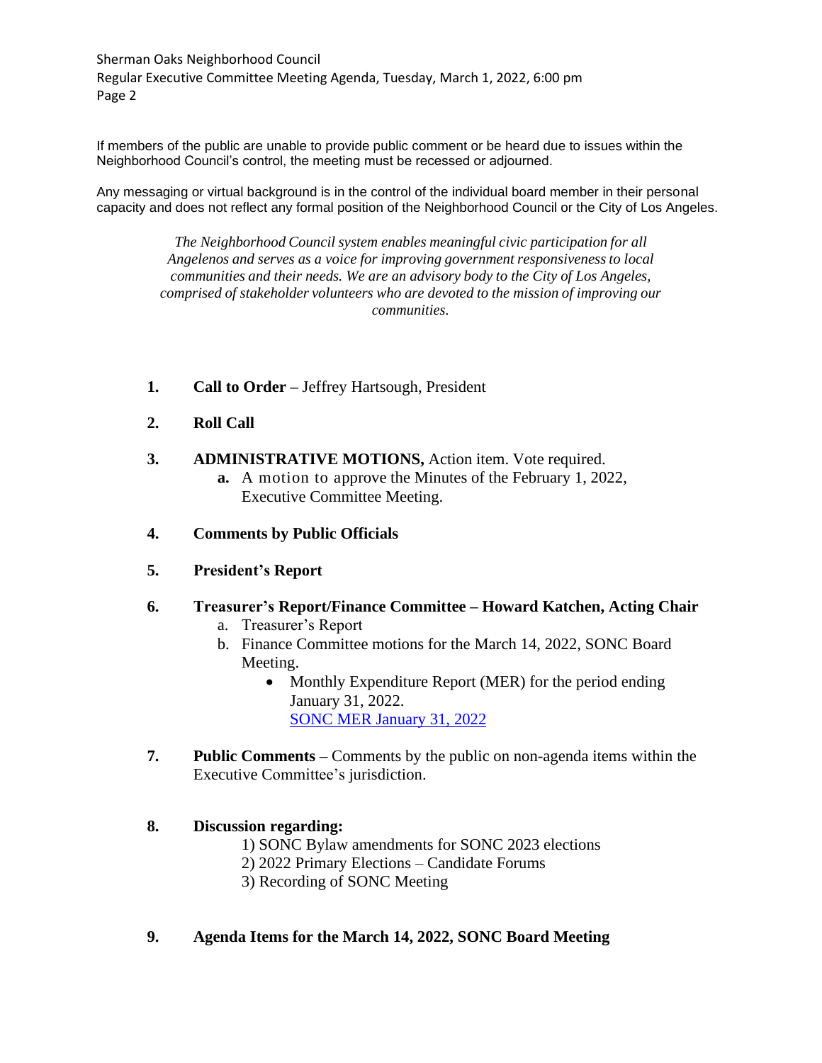If members of the public are unable to provide public comment or be heard due to issues within the Neighborhood Council's control, the meeting must be recessed or adjourned.

Any messaging or virtual background is in the control of the individual board member in their personal capacity and does not reflect any formal position of the Neighborhood Council or the City of Los Angeles.

*The Neighborhood Council system enables meaningful civic participation for all Angelenos and serves as a voice for improving government responsiveness to local communities and their needs. We are an advisory body to the City of Los Angeles, comprised of stakeholder volunteers who are devoted to the mission of improving our communities.*

1. **Call to Order –** Jeffrey Hartsough, President

2. **Roll Call**

3. **ADMINISTRATIVE MOTIONS,** Action item. Vote required.
   - **a.** A motion to approve the Minutes of the February 1, 2022, Executive Committee Meeting.

4. **Comments by Public Officials**

5. **President's Report**

6. **Treasurer's Report/Finance Committee – Howard Katchen, Acting Chair**
   - a. Treasurer's Report
   - b. Finance Committee motions for the March 14, 2022, SONC Board Meeting.
     - Monthly Expenditure Report (MER) for the period ending January 31, 2022.
       SONC MER January 31, 2022

7. **Public Comments –** Comments by the public on non-agenda items within the Executive Committee's jurisdiction.

8. **Discussion regarding:**
   1) SONC Bylaw amendments for SONC 2023 elections
   2) 2022 Primary Elections – Candidate Forums
   3) Recording of SONC Meeting

9. **Agenda Items for the March 14, 2022, SONC Board Meeting**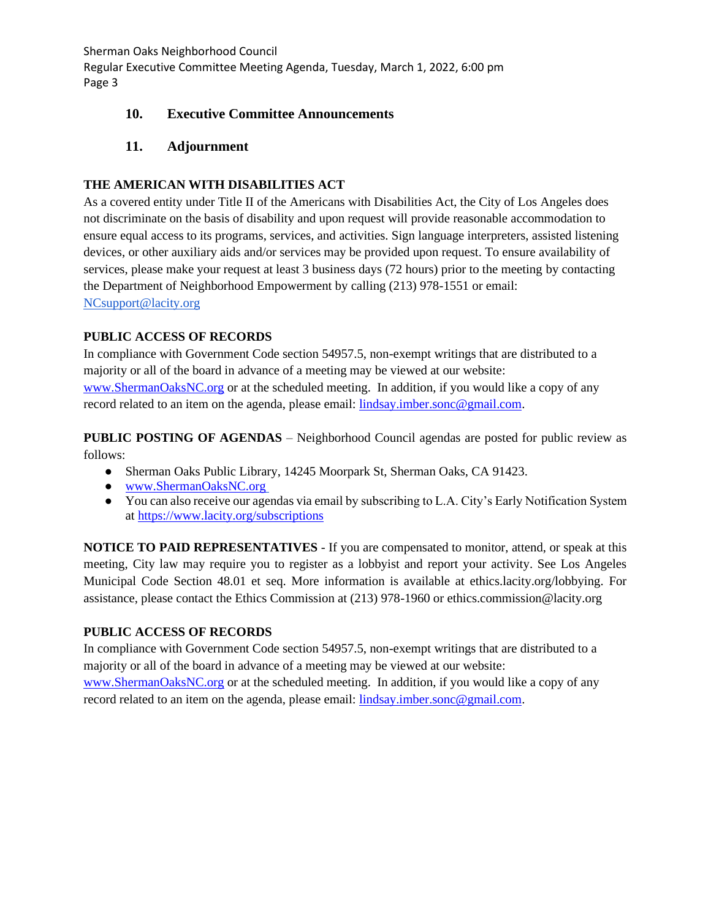10. **Executive Committee Announcements**

11. **Adjournment**

**THE AMERICAN WITH DISABILITIES ACT**

As a covered entity under Title II of the Americans with Disabilities Act, the City of Los Angeles does not discriminate on the basis of disability and upon request will provide reasonable accommodation to ensure equal access to its programs, services, and activities. Sign language interpreters, assisted listening devices, or other auxiliary aids and/or services may be provided upon request. To ensure availability of services, please make your request at least 3 business days (72 hours) prior to the meeting by contacting the Department of Neighborhood Empowerment by calling (213) 978-1551 or email: [NCsupport@lacity.org](mailto:NCsupport@lacity.org)

**PUBLIC ACCESS OF RECORDS**

In compliance with Government Code section 54957.5, non-exempt writings that are distributed to a majority or all of the board in advance of a meeting may be viewed at our website: [www.ShermanOaksNC.org](http://www.ShermanOaksNC.org) or at the scheduled meeting. In addition, if you would like a copy of any record related to an item on the agenda, please email: [lindsay.imber.sonc@gmail.com](mailto:lindsay.imber.sonc@gmail.com).

**PUBLIC POSTING OF AGENDAS** – Neighborhood Council agendas are posted for public review as follows:

- Sherman Oaks Public Library, 14245 Moorpark St, Sherman Oaks, CA 91423.
- [www.ShermanOaksNC.org](http://www.ShermanOaksNC.org)
- You can also receive our agendas via email by subscribing to L.A. City's Early Notification System at [https://www.lacity.org/subscriptions](https://www.lacity.org/subscriptions)

**NOTICE TO PAID REPRESENTATIVES** - If you are compensated to monitor, attend, or speak at this meeting, City law may require you to register as a lobbyist and report your activity. See Los Angeles Municipal Code Section 48.01 et seq. More information is available at ethics.lacity.org/lobbying. For assistance, please contact the Ethics Commission at (213) 978-1960 or ethics.commission@lacity.org

**PUBLIC ACCESS OF RECORDS**

In compliance with Government Code section 54957.5, non-exempt writings that are distributed to a majority or all of the board in advance of a meeting may be viewed at our website: [www.ShermanOaksNC.org](http://www.ShermanOaksNC.org) or at the scheduled meeting. In addition, if you would like a copy of any record related to an item on the agenda, please email: [lindsay.imber.sonc@gmail.com](mailto:lindsay.imber.sonc@gmail.com).